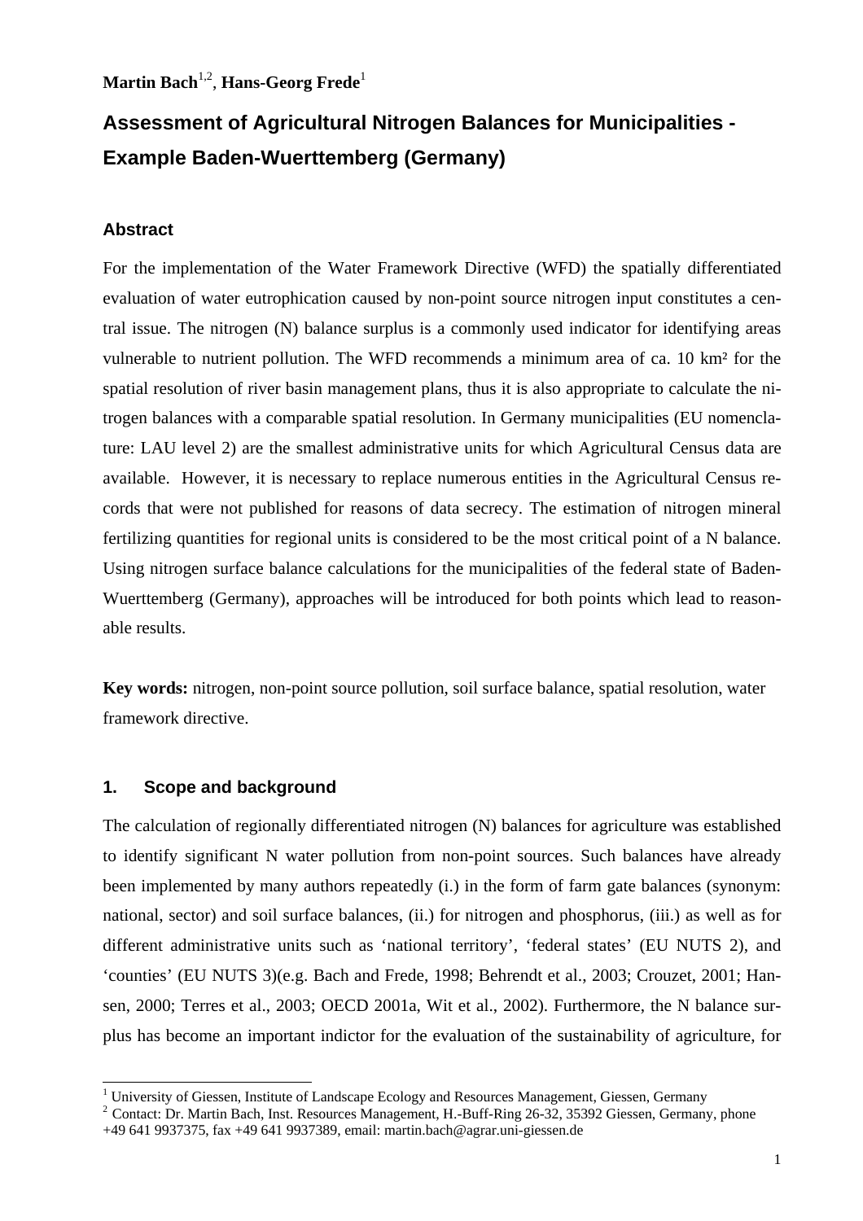**Martin Bach**[1,2], **Hans-Georg Frede**[1]

# Assessment of Agricultural Nitrogen Balances for Municipalities - Example Baden-Wuerttemberg (Germany)

## Abstract

For the implementation of the Water Framework Directive (WFD) the spatially differentiated evaluation of water eutrophication caused by non-point source nitrogen input constitutes a central issue. The nitrogen (N) balance surplus is a commonly used indicator for identifying areas vulnerable to nutrient pollution. The WFD recommends a minimum area of ca. 10 km² for the spatial resolution of river basin management plans, thus it is also appropriate to calculate the nitrogen balances with a comparable spatial resolution. In Germany municipalities (EU nomenclature: LAU level 2) are the smallest administrative units for which Agricultural Census data are available. However, it is necessary to replace numerous entities in the Agricultural Census records that were not published for reasons of data secrecy. The estimation of nitrogen mineral fertilizing quantities for regional units is considered to be the most critical point of a N balance. Using nitrogen surface balance calculations for the municipalities of the federal state of Baden-Wuerttemberg (Germany), approaches will be introduced for both points which lead to reasonable results.

**Key words:** nitrogen, non-point source pollution, soil surface balance, spatial resolution, water framework directive.

## 1. Scope and background

The calculation of regionally differentiated nitrogen (N) balances for agriculture was established to identify significant N water pollution from non-point sources. Such balances have already been implemented by many authors repeatedly (i.) in the form of farm gate balances (synonym: national, sector) and soil surface balances, (ii.) for nitrogen and phosphorus, (iii.) as well as for different administrative units such as 'national territory', 'federal states' (EU NUTS 2), and 'counties' (EU NUTS 3)(e.g. Bach and Frede, 1998; Behrendt et al., 2003; Crouzet, 2001; Hansen, 2000; Terres et al., 2003; OECD 2001a, Wit et al., 2002). Furthermore, the N balance surplus has become an important indictor for the evaluation of the sustainability of agriculture, for

---

[1] University of Giessen, Institute of Landscape Ecology and Resources Management, Giessen, Germany

[2] Contact: Dr. Martin Bach, Inst. Resources Management, H.-Buff-Ring 26-32, 35392 Giessen, Germany, phone +49 641 9937375, fax +49 641 9937389, email: martin.bach@agrar.uni-giessen.de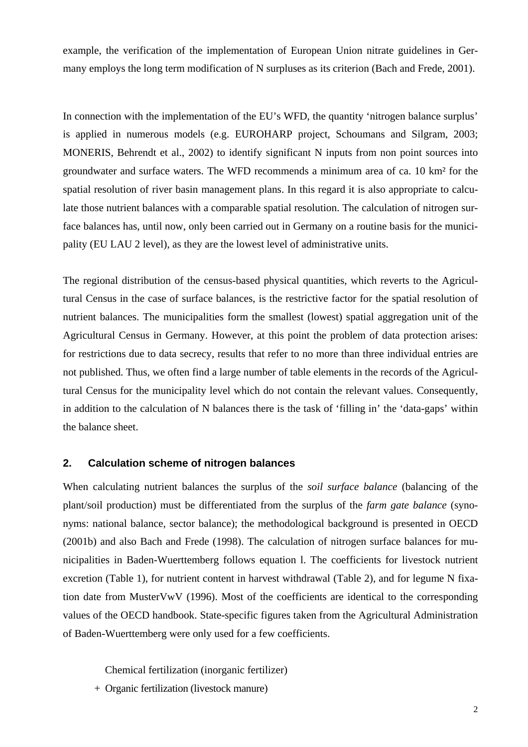example, the verification of the implementation of European Union nitrate guidelines in Germany employs the long term modification of N surpluses as its criterion (Bach and Frede, 2001).

In connection with the implementation of the EU's WFD, the quantity 'nitrogen balance surplus' is applied in numerous models (e.g. EUROHARP project, Schoumans and Silgram, 2003; MONERIS, Behrendt et al., 2002) to identify significant N inputs from non point sources into groundwater and surface waters. The WFD recommends a minimum area of ca. 10 km² for the spatial resolution of river basin management plans. In this regard it is also appropriate to calculate those nutrient balances with a comparable spatial resolution. The calculation of nitrogen surface balances has, until now, only been carried out in Germany on a routine basis for the municipality (EU LAU 2 level), as they are the lowest level of administrative units.

The regional distribution of the census-based physical quantities, which reverts to the Agricultural Census in the case of surface balances, is the restrictive factor for the spatial resolution of nutrient balances. The municipalities form the smallest (lowest) spatial aggregation unit of the Agricultural Census in Germany. However, at this point the problem of data protection arises: for restrictions due to data secrecy, results that refer to no more than three individual entries are not published. Thus, we often find a large number of table elements in the records of the Agricultural Census for the municipality level which do not contain the relevant values. Consequently, in addition to the calculation of N balances there is the task of 'filling in' the 'data-gaps' within the balance sheet.

## 2. Calculation scheme of nitrogen balances

When calculating nutrient balances the surplus of the *soil surface balance* (balancing of the plant/soil production) must be differentiated from the surplus of the *farm gate balance* (synonyms: national balance, sector balance); the methodological background is presented in OECD (2001b) and also Bach and Frede (1998). The calculation of nitrogen surface balances for municipalities in Baden-Wuerttemberg follows equation l. The coefficients for livestock nutrient excretion (Table 1), for nutrient content in harvest withdrawal (Table 2), and for legume N fixation date from MusterVwV (1996). Most of the coefficients are identical to the corresponding values of the OECD handbook. State-specific figures taken from the Agricultural Administration of Baden-Wuerttemberg were only used for a few coefficients.

  Chemical fertilization (inorganic fertilizer)
\+ Organic fertilization (livestock manure)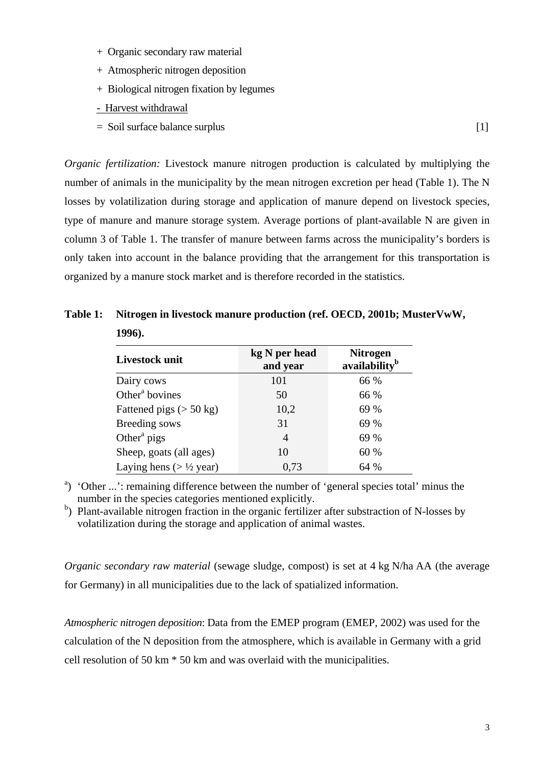+ Organic secondary raw material

+ Atmospheric nitrogen deposition

+ Biological nitrogen fixation by legumes

- Harvest withdrawal

= Soil surface balance surplus [1]

*Organic fertilization:* Livestock manure nitrogen production is calculated by multiplying the number of animals in the municipality by the mean nitrogen excretion per head (Table 1). The N losses by volatilization during storage and application of manure depend on livestock species, type of manure and manure storage system. Average portions of plant-available N are given in column 3 of Table 1. The transfer of manure between farms across the municipality's borders is only taken into account in the balance providing that the arrangement for this transportation is organized by a manure stock market and is therefore recorded in the statistics.

**Table 1: Nitrogen in livestock manure production (ref. OECD, 2001b; MusterVwW, 1996).**

| Livestock unit | kg N per head and year | Nitrogen availability[b] |
|---|---|---|
| Dairy cows | 101 | 66 % |
| Other[a] bovines | 50 | 66 % |
| Fattened pigs (> 50 kg) | 10,2 | 69 % |
| Breeding sows | 31 | 69 % |
| Other[a] pigs | 4 | 69 % |
| Sheep, goats (all ages) | 10 | 60 % |
| Laying hens (> ½ year) | 0,73 | 64 % |

[a]) 'Other ...': remaining difference between the number of 'general species total' minus the number in the species categories mentioned explicitly.

[b]) Plant-available nitrogen fraction in the organic fertilizer after substraction of N-losses by volatilization during the storage and application of animal wastes.

*Organic secondary raw material* (sewage sludge, compost) is set at 4 kg N/ha AA (the average for Germany) in all municipalities due to the lack of spatialized information.

*Atmospheric nitrogen deposition*: Data from the EMEP program (EMEP, 2002) was used for the calculation of the N deposition from the atmosphere, which is available in Germany with a grid cell resolution of 50 km * 50 km and was overlaid with the municipalities.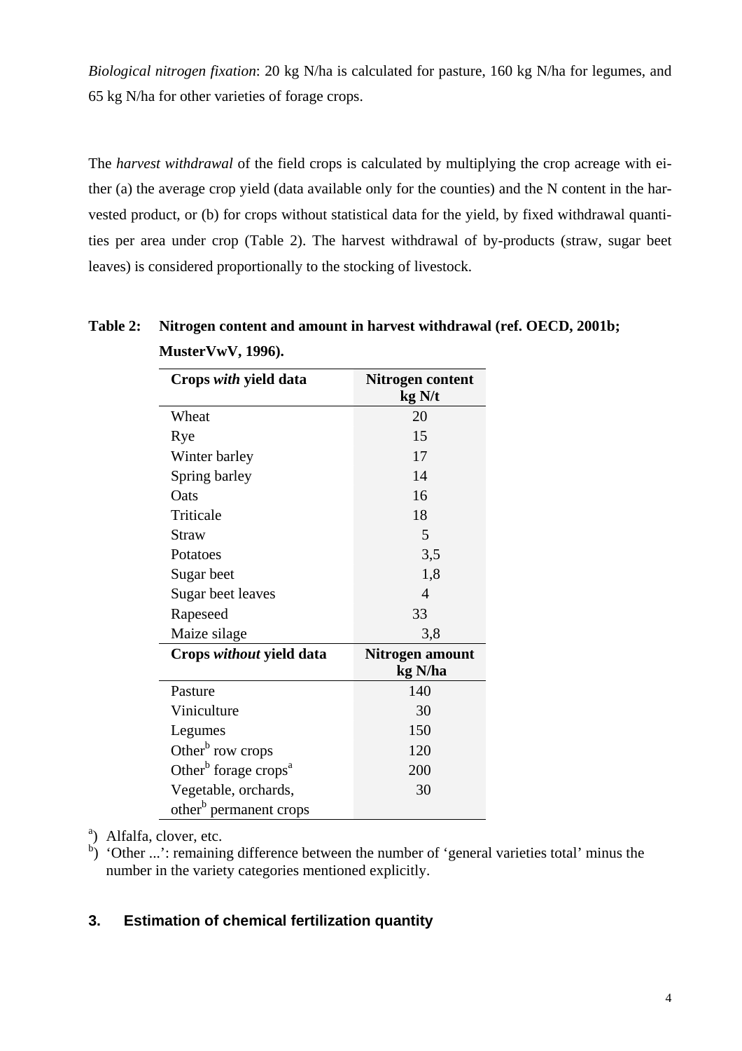*Biological nitrogen fixation*: 20 kg N/ha is calculated for pasture, 160 kg N/ha for legumes, and 65 kg N/ha for other varieties of forage crops.

The *harvest withdrawal* of the field crops is calculated by multiplying the crop acreage with either (a) the average crop yield (data available only for the counties) and the N content in the harvested product, or (b) for crops without statistical data for the yield, by fixed withdrawal quantities per area under crop (Table 2). The harvest withdrawal of by-products (straw, sugar beet leaves) is considered proportionally to the stocking of livestock.

**Table 2: Nitrogen content and amount in harvest withdrawal (ref. OECD, 2001b; MusterVwV, 1996).**

| **Crops *with* yield data** | **Nitrogen content kg N/t** |
|---|---|
| Wheat | 20 |
| Rye | 15 |
| Winter barley | 17 |
| Spring barley | 14 |
| Oats | 16 |
| Triticale | 18 |
| Straw | 5 |
| Potatoes | 3,5 |
| Sugar beet | 1,8 |
| Sugar beet leaves | 4 |
| Rapeseed | 33 |
| Maize silage | 3,8 |
| **Crops *without* yield data** | **Nitrogen amount kg N/ha** |
| Pasture | 140 |
| Viniculture | 30 |
| Legumes | 150 |
| Other[b] row crops | 120 |
| Other[b] forage crops[a] | 200 |
| Vegetable, orchards, other[b] permanent crops | 30 |

[a]) Alfalfa, clover, etc.
[b]) 'Other ...': remaining difference between the number of 'general varieties total' minus the number in the variety categories mentioned explicitly.

## 3. Estimation of chemical fertilization quantity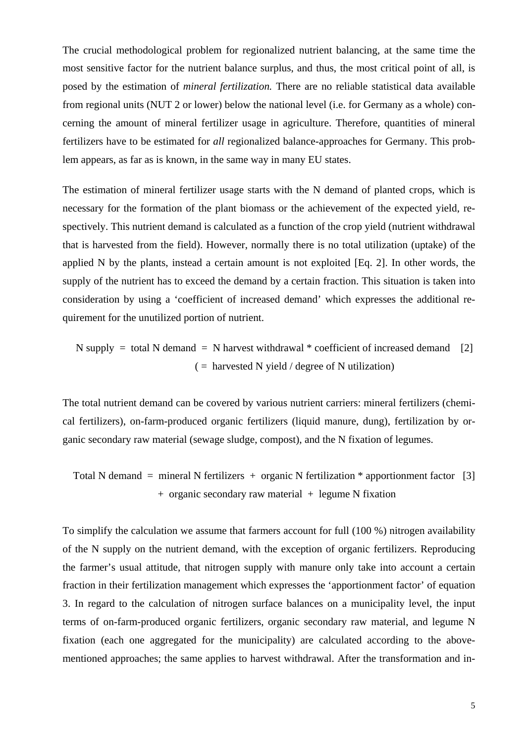The crucial methodological problem for regionalized nutrient balancing, at the same time the most sensitive factor for the nutrient balance surplus, and thus, the most critical point of all, is posed by the estimation of *mineral fertilization.* There are no reliable statistical data available from regional units (NUT 2 or lower) below the national level (i.e. for Germany as a whole) concerning the amount of mineral fertilizer usage in agriculture. Therefore, quantities of mineral fertilizers have to be estimated for *all* regionalized balance-approaches for Germany. This problem appears, as far as is known, in the same way in many EU states.

The estimation of mineral fertilizer usage starts with the N demand of planted crops, which is necessary for the formation of the plant biomass or the achievement of the expected yield, respectively. This nutrient demand is calculated as a function of the crop yield (nutrient withdrawal that is harvested from the field). However, normally there is no total utilization (uptake) of the applied N by the plants, instead a certain amount is not exploited [Eq. 2]. In other words, the supply of the nutrient has to exceed the demand by a certain fraction. This situation is taken into consideration by using a 'coefficient of increased demand' which expresses the additional requirement for the unutilized portion of nutrient.

$$\text{N supply} = \text{total N demand} = \text{N harvest withdrawal} * \text{coefficient of increased demand} \quad [2]$$
$$(= \text{harvested N yield} / \text{degree of N utilization})$$

The total nutrient demand can be covered by various nutrient carriers: mineral fertilizers (chemical fertilizers), on-farm-produced organic fertilizers (liquid manure, dung), fertilization by organic secondary raw material (sewage sludge, compost), and the N fixation of legumes.

$$\text{Total N demand} = \text{mineral N fertilizers} + \text{organic N fertilization} * \text{apportionment factor} \quad [3]$$
$$+ \text{organic secondary raw material} + \text{legume N fixation}$$

To simplify the calculation we assume that farmers account for full (100 %) nitrogen availability of the N supply on the nutrient demand, with the exception of organic fertilizers. Reproducing the farmer's usual attitude, that nitrogen supply with manure only take into account a certain fraction in their fertilization management which expresses the 'apportionment factor' of equation 3. In regard to the calculation of nitrogen surface balances on a municipality level, the input terms of on-farm-produced organic fertilizers, organic secondary raw material, and legume N fixation (each one aggregated for the municipality) are calculated according to the above-mentioned approaches; the same applies to harvest withdrawal. After the transformation and in-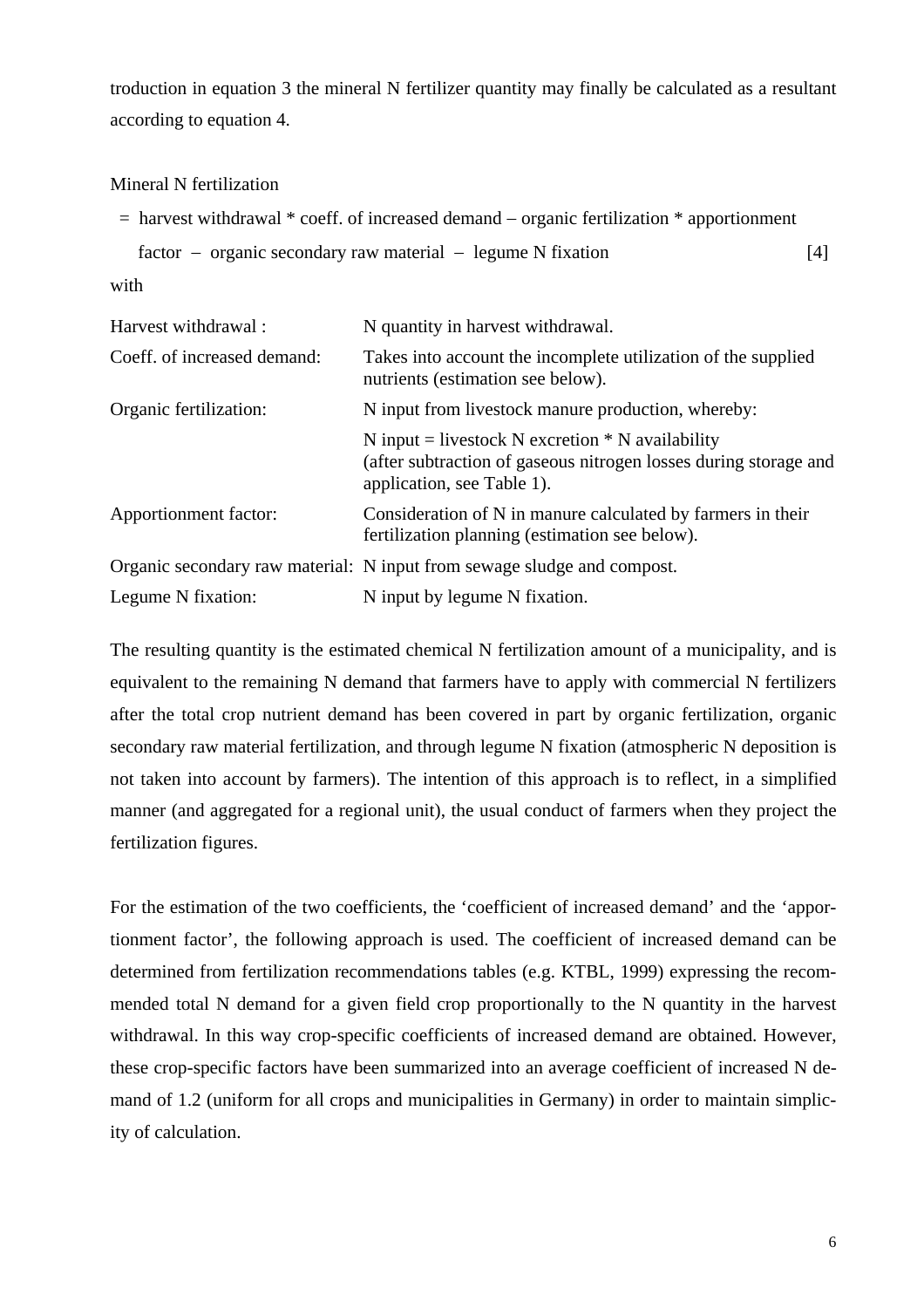troduction in equation 3 the mineral N fertilizer quantity may finally be calculated as a resultant according to equation 4.

Mineral N fertilization

= harvest withdrawal * coeff. of increased demand – organic fertilization * apportionment factor – organic secondary raw material – legume N fixation [4]

with

| | |
|---|---|
| Harvest withdrawal : | N quantity in harvest withdrawal. |
| Coeff. of increased demand: | Takes into account the incomplete utilization of the supplied nutrients (estimation see below). |
| Organic fertilization: | N input from livestock manure production, whereby: |
| | N input = livestock N excretion * N availability (after subtraction of gaseous nitrogen losses during storage and application, see Table 1). |
| Apportionment factor: | Consideration of N in manure calculated by farmers in their fertilization planning (estimation see below). |
| Organic secondary raw material: | N input from sewage sludge and compost. |
| Legume N fixation: | N input by legume N fixation. |

The resulting quantity is the estimated chemical N fertilization amount of a municipality, and is equivalent to the remaining N demand that farmers have to apply with commercial N fertilizers after the total crop nutrient demand has been covered in part by organic fertilization, organic secondary raw material fertilization, and through legume N fixation (atmospheric N deposition is not taken into account by farmers). The intention of this approach is to reflect, in a simplified manner (and aggregated for a regional unit), the usual conduct of farmers when they project the fertilization figures.

For the estimation of the two coefficients, the 'coefficient of increased demand' and the 'apportionment factor', the following approach is used. The coefficient of increased demand can be determined from fertilization recommendations tables (e.g. KTBL, 1999) expressing the recommended total N demand for a given field crop proportionally to the N quantity in the harvest withdrawal. In this way crop-specific coefficients of increased demand are obtained. However, these crop-specific factors have been summarized into an average coefficient of increased N demand of 1.2 (uniform for all crops and municipalities in Germany) in order to maintain simplicity of calculation.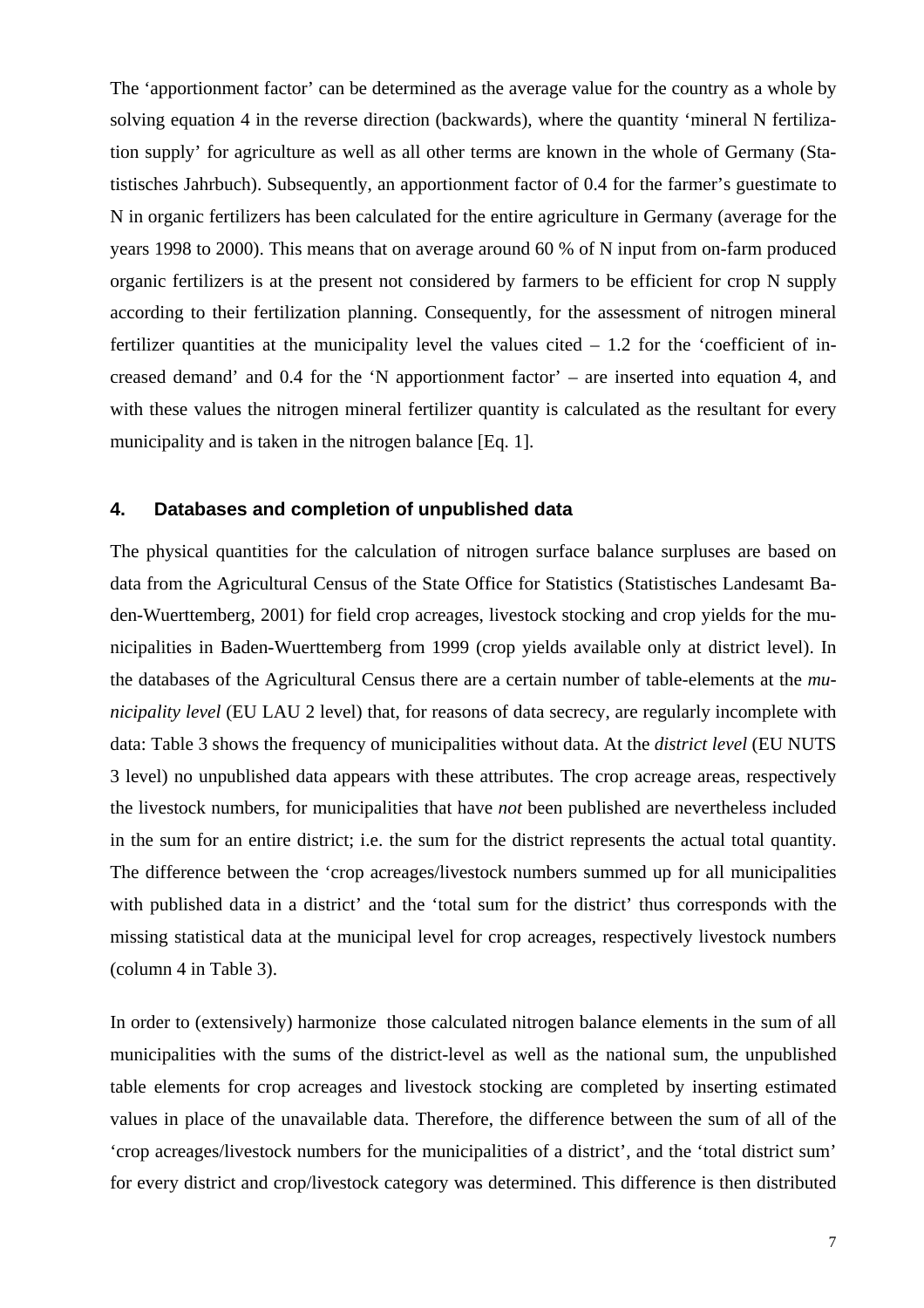The ‘apportionment factor’ can be determined as the average value for the country as a whole by solving equation 4 in the reverse direction (backwards), where the quantity ‘mineral N fertilization supply’ for agriculture as well as all other terms are known in the whole of Germany (Statistisches Jahrbuch). Subsequently, an apportionment factor of 0.4 for the farmer’s guestimate to N in organic fertilizers has been calculated for the entire agriculture in Germany (average for the years 1998 to 2000). This means that on average around 60 % of N input from on-farm produced organic fertilizers is at the present not considered by farmers to be efficient for crop N supply according to their fertilization planning. Consequently, for the assessment of nitrogen mineral fertilizer quantities at the municipality level the values cited – 1.2 for the ‘coefficient of increased demand’ and 0.4 for the ‘N apportionment factor’ – are inserted into equation 4, and with these values the nitrogen mineral fertilizer quantity is calculated as the resultant for every municipality and is taken in the nitrogen balance [Eq. 1].

## 4. Databases and completion of unpublished data

The physical quantities for the calculation of nitrogen surface balance surpluses are based on data from the Agricultural Census of the State Office for Statistics (Statistisches Landesamt Baden-Wuerttemberg, 2001) for field crop acreages, livestock stocking and crop yields for the municipalities in Baden-Wuerttemberg from 1999 (crop yields available only at district level). In the databases of the Agricultural Census there are a certain number of table-elements at the *municipality level* (EU LAU 2 level) that, for reasons of data secrecy, are regularly incomplete with data: Table 3 shows the frequency of municipalities without data. At the *district level* (EU NUTS 3 level) no unpublished data appears with these attributes. The crop acreage areas, respectively the livestock numbers, for municipalities that have *not* been published are nevertheless included in the sum for an entire district; i.e. the sum for the district represents the actual total quantity. The difference between the ‘crop acreages/livestock numbers summed up for all municipalities with published data in a district’ and the ‘total sum for the district’ thus corresponds with the missing statistical data at the municipal level for crop acreages, respectively livestock numbers (column 4 in Table 3).

In order to (extensively) harmonize those calculated nitrogen balance elements in the sum of all municipalities with the sums of the district-level as well as the national sum, the unpublished table elements for crop acreages and livestock stocking are completed by inserting estimated values in place of the unavailable data. Therefore, the difference between the sum of all of the ‘crop acreages/livestock numbers for the municipalities of a district’, and the ‘total district sum’ for every district and crop/livestock category was determined. This difference is then distributed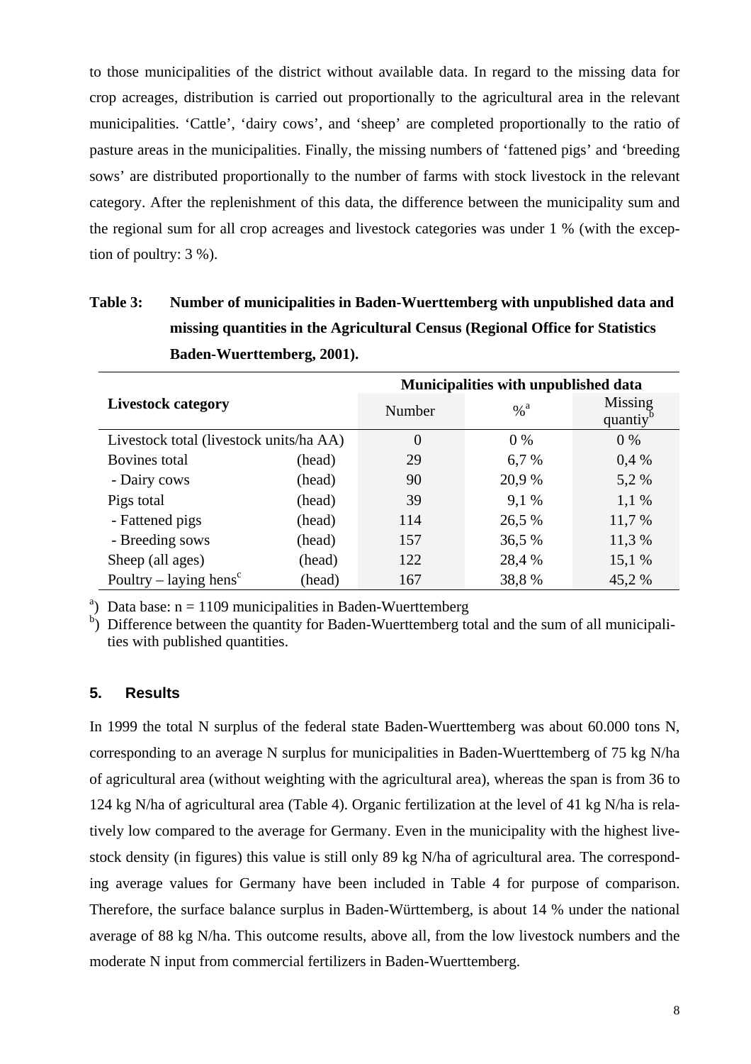to those municipalities of the district without available data. In regard to the missing data for crop acreages, distribution is carried out proportionally to the agricultural area in the relevant municipalities. 'Cattle', 'dairy cows', and 'sheep' are completed proportionally to the ratio of pasture areas in the municipalities. Finally, the missing numbers of 'fattened pigs' and 'breeding sows' are distributed proportionally to the number of farms with stock livestock in the relevant category. After the replenishment of this data, the difference between the municipality sum and the regional sum for all crop acreages and livestock categories was under 1 % (with the exception of poultry: 3 %).

**Table 3: Number of municipalities in Baden-Wuerttemberg with unpublished data and missing quantities in the Agricultural Census (Regional Office for Statistics Baden-Wuerttemberg, 2001).**

| Livestock category | | Municipalities with unpublished data | | |
|---|---|---|---|---|
| | | Number | %[a] | Missing quantiy[b] |
| Livestock total (livestock units/ha AA) | | 0 | 0 % | 0 % |
| Bovines total | (head) | 29 | 6,7 % | 0,4 % |
| - Dairy cows | (head) | 90 | 20,9 % | 5,2 % |
| Pigs total | (head) | 39 | 9,1 % | 1,1 % |
| - Fattened pigs | (head) | 114 | 26,5 % | 11,7 % |
| - Breeding sows | (head) | 157 | 36,5 % | 11,3 % |
| Sheep (all ages) | (head) | 122 | 28,4 % | 15,1 % |
| Poultry – laying hens[c] | (head) | 167 | 38,8 % | 45,2 % |

[a]) Data base: n = 1109 municipalities in Baden-Wuerttemberg

[b]) Difference between the quantity for Baden-Wuerttemberg total and the sum of all municipalities with published quantities.

## 5. Results

In 1999 the total N surplus of the federal state Baden-Wuerttemberg was about 60.000 tons N, corresponding to an average N surplus for municipalities in Baden-Wuerttemberg of 75 kg N/ha of agricultural area (without weighting with the agricultural area), whereas the span is from 36 to 124 kg N/ha of agricultural area (Table 4). Organic fertilization at the level of 41 kg N/ha is relatively low compared to the average for Germany. Even in the municipality with the highest livestock density (in figures) this value is still only 89 kg N/ha of agricultural area. The corresponding average values for Germany have been included in Table 4 for purpose of comparison. Therefore, the surface balance surplus in Baden-Württemberg, is about 14 % under the national average of 88 kg N/ha. This outcome results, above all, from the low livestock numbers and the moderate N input from commercial fertilizers in Baden-Wuerttemberg.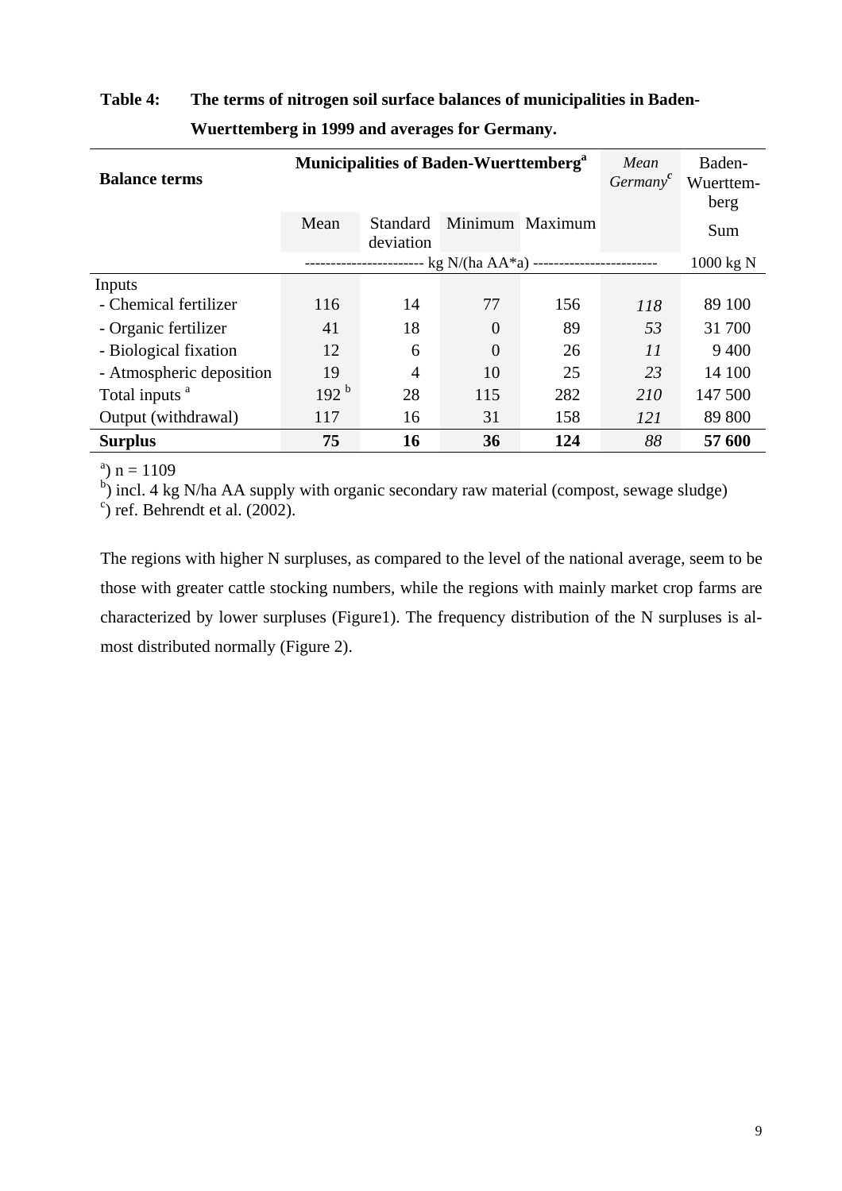**Table 4: The terms of nitrogen soil surface balances of municipalities in Baden-Wuerttemberg in 1999 and averages for Germany.**

| **Balance terms** | **Municipalities of Baden-Wuerttemberg**[a] | | | | *Mean Germany*[c] | Baden-Wuerttem-berg |
|---|---|---|---|---|---|---|
| | Mean | Standard deviation | Minimum | Maximum | | Sum |
| | kg N/(ha AA*a) | | | | | 1000 kg N |
| Inputs | | | | | | |
| - Chemical fertilizer | 116 | 14 | 77 | 156 | *118* | 89 100 |
| - Organic fertilizer | 41 | 18 | 0 | 89 | *53* | 31 700 |
| - Biological fixation | 12 | 6 | 0 | 26 | *11* | 9 400 |
| - Atmospheric deposition | 19 | 4 | 10 | 25 | *23* | 14 100 |
| Total inputs [a] | 192 [b] | 28 | 115 | 282 | *210* | 147 500 |
| Output (withdrawal) | 117 | 16 | 31 | 158 | *121* | 89 800 |
| **Surplus** | **75** | **16** | **36** | **124** | *88* | **57 600** |

[a]) n = 1109
[b]) incl. 4 kg N/ha AA supply with organic secondary raw material (compost, sewage sludge)
[c]) ref. Behrendt et al. (2002).

The regions with higher N surpluses, as compared to the level of the national average, seem to be those with greater cattle stocking numbers, while the regions with mainly market crop farms are characterized by lower surpluses (Figure1). The frequency distribution of the N surpluses is almost distributed normally (Figure 2).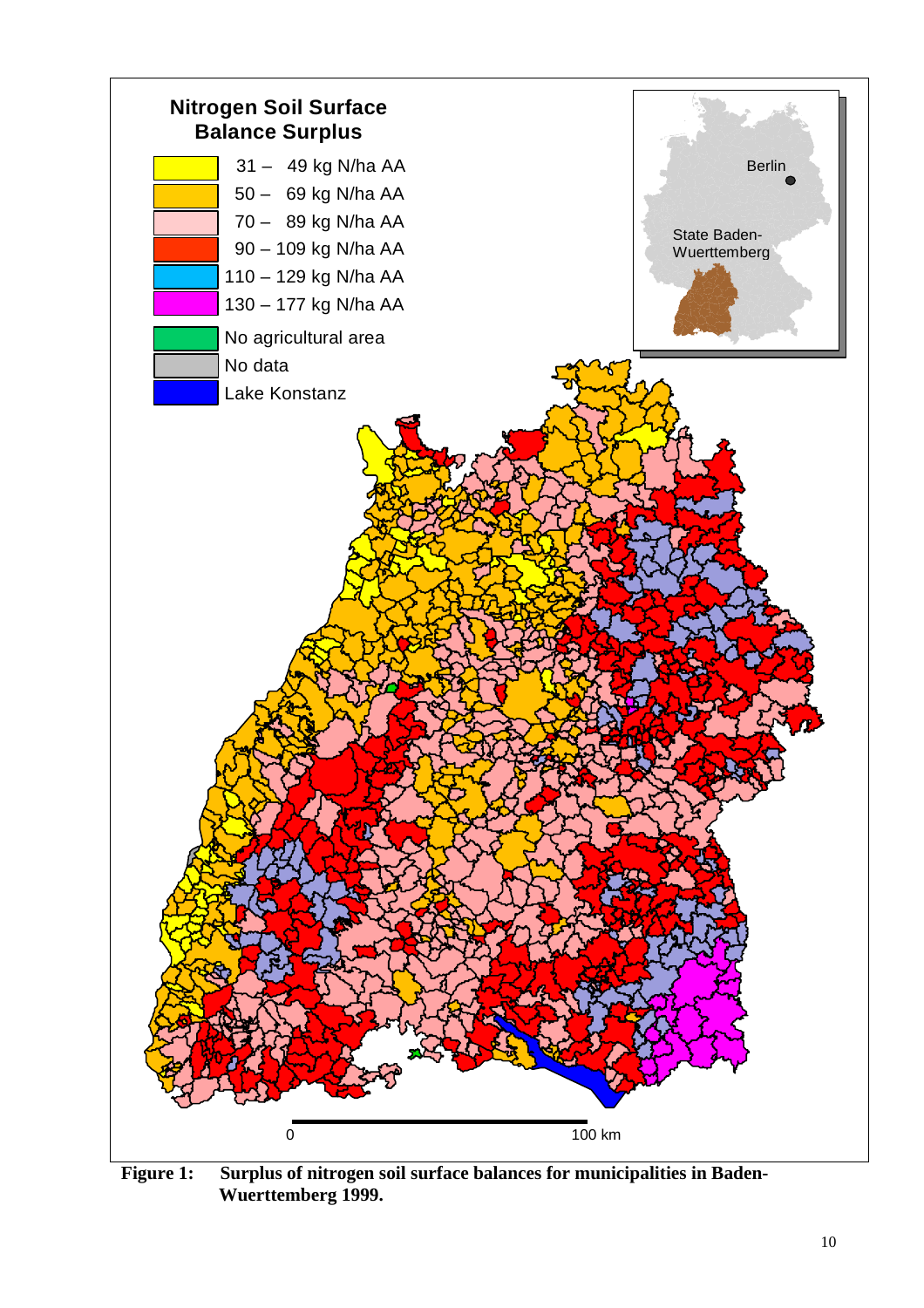**Figure 1:** **Surplus of nitrogen soil surface balances for municipalities in Baden-Wuerttemberg 1999.**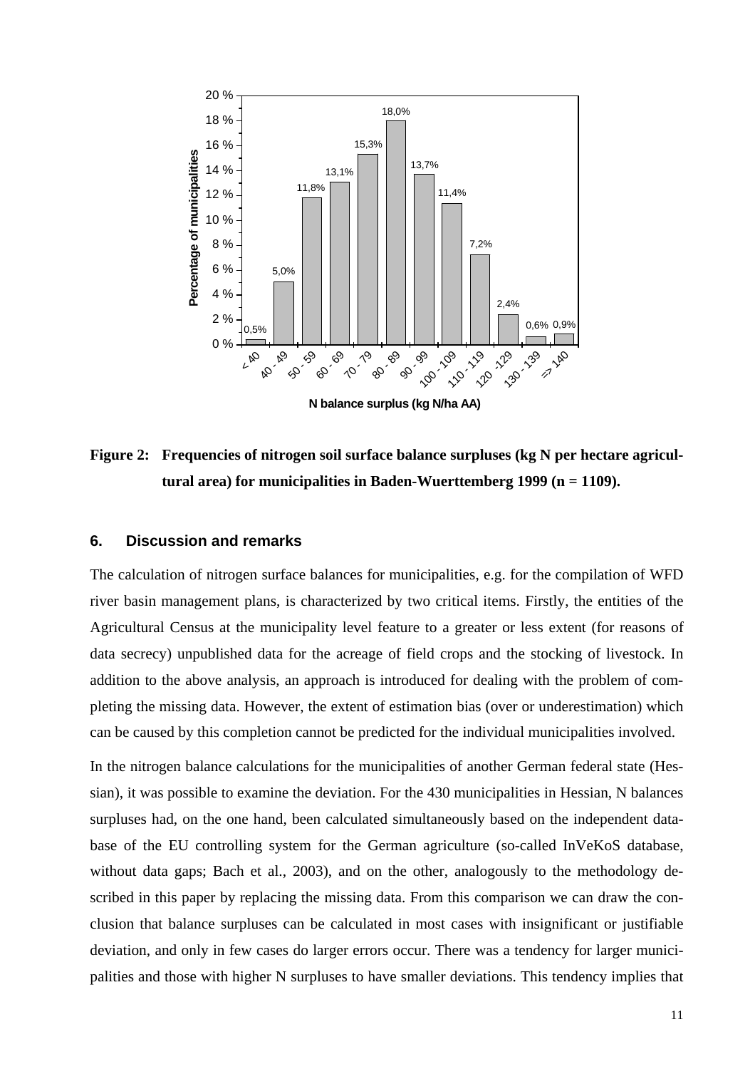**Figure 2: Frequencies of nitrogen soil surface balance surpluses (kg N per hectare agricultural area) for municipalities in Baden-Wuerttemberg 1999 (n = 1109).**

## 6. Discussion and remarks

The calculation of nitrogen surface balances for municipalities, e.g. for the compilation of WFD river basin management plans, is characterized by two critical items. Firstly, the entities of the Agricultural Census at the municipality level feature to a greater or less extent (for reasons of data secrecy) unpublished data for the acreage of field crops and the stocking of livestock. In addition to the above analysis, an approach is introduced for dealing with the problem of completing the missing data. However, the extent of estimation bias (over or underestimation) which can be caused by this completion cannot be predicted for the individual municipalities involved.

In the nitrogen balance calculations for the municipalities of another German federal state (Hessian), it was possible to examine the deviation. For the 430 municipalities in Hessian, N balances surpluses had, on the one hand, been calculated simultaneously based on the independent database of the EU controlling system for the German agriculture (so-called InVeKoS database, without data gaps; Bach et al., 2003), and on the other, analogously to the methodology described in this paper by replacing the missing data. From this comparison we can draw the conclusion that balance surpluses can be calculated in most cases with insignificant or justifiable deviation, and only in few cases do larger errors occur. There was a tendency for larger municipalities and those with higher N surpluses to have smaller deviations. This tendency implies that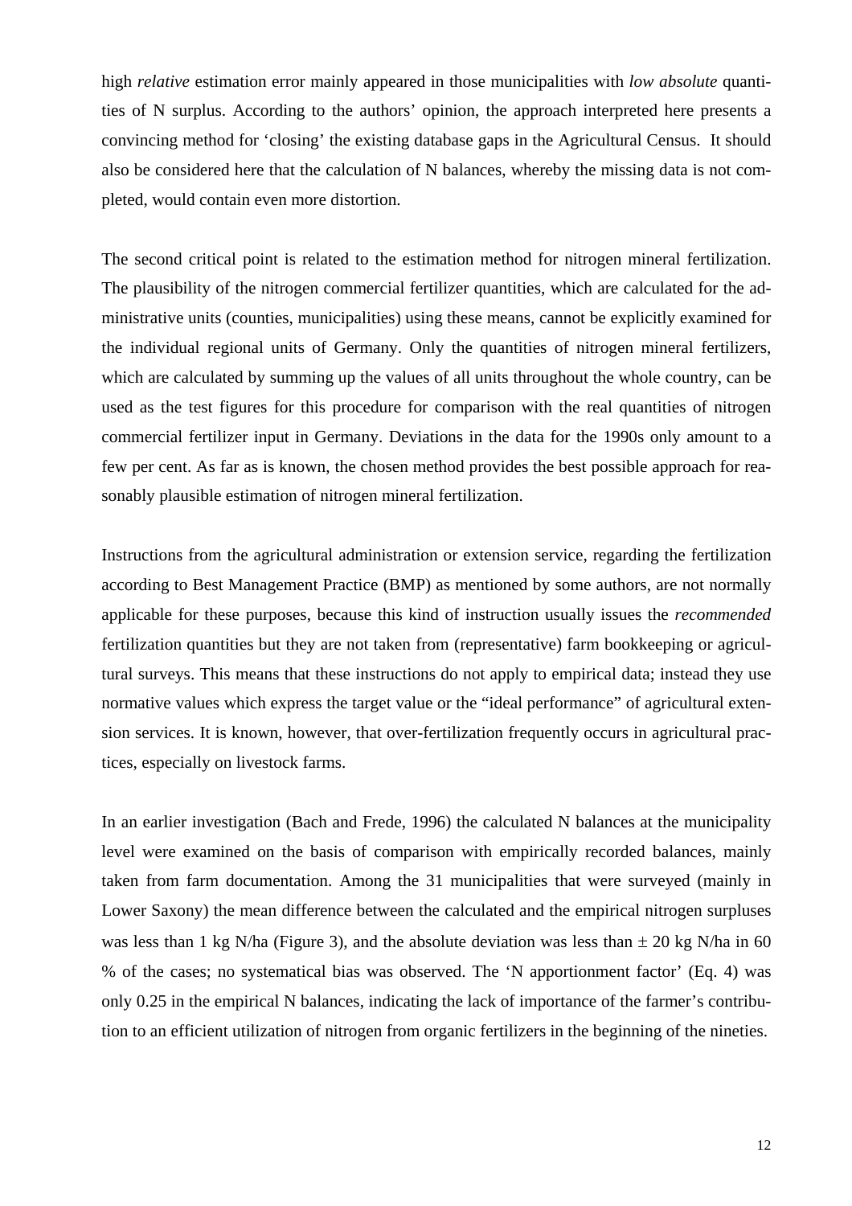high *relative* estimation error mainly appeared in those municipalities with *low absolute* quantities of N surplus. According to the authors' opinion, the approach interpreted here presents a convincing method for 'closing' the existing database gaps in the Agricultural Census. It should also be considered here that the calculation of N balances, whereby the missing data is not completed, would contain even more distortion.

The second critical point is related to the estimation method for nitrogen mineral fertilization. The plausibility of the nitrogen commercial fertilizer quantities, which are calculated for the administrative units (counties, municipalities) using these means, cannot be explicitly examined for the individual regional units of Germany. Only the quantities of nitrogen mineral fertilizers, which are calculated by summing up the values of all units throughout the whole country, can be used as the test figures for this procedure for comparison with the real quantities of nitrogen commercial fertilizer input in Germany. Deviations in the data for the 1990s only amount to a few per cent. As far as is known, the chosen method provides the best possible approach for reasonably plausible estimation of nitrogen mineral fertilization.

Instructions from the agricultural administration or extension service, regarding the fertilization according to Best Management Practice (BMP) as mentioned by some authors, are not normally applicable for these purposes, because this kind of instruction usually issues the *recommended* fertilization quantities but they are not taken from (representative) farm bookkeeping or agricultural surveys. This means that these instructions do not apply to empirical data; instead they use normative values which express the target value or the "ideal performance" of agricultural extension services. It is known, however, that over-fertilization frequently occurs in agricultural practices, especially on livestock farms.

In an earlier investigation (Bach and Frede, 1996) the calculated N balances at the municipality level were examined on the basis of comparison with empirically recorded balances, mainly taken from farm documentation. Among the 31 municipalities that were surveyed (mainly in Lower Saxony) the mean difference between the calculated and the empirical nitrogen surpluses was less than 1 kg N/ha (Figure 3), and the absolute deviation was less than $\pm$ 20 kg N/ha in 60 % of the cases; no systematical bias was observed. The 'N apportionment factor' (Eq. 4) was only 0.25 in the empirical N balances, indicating the lack of importance of the farmer's contribution to an efficient utilization of nitrogen from organic fertilizers in the beginning of the nineties.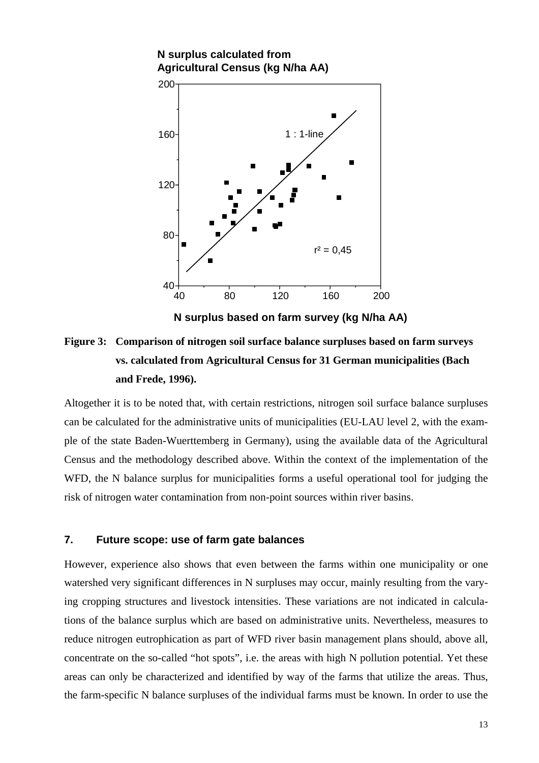**Figure 3: Comparison of nitrogen soil surface balance surpluses based on farm surveys vs. calculated from Agricultural Census for 31 German municipalities (Bach and Frede, 1996).**

Altogether it is to be noted that, with certain restrictions, nitrogen soil surface balance surpluses can be calculated for the administrative units of municipalities (EU-LAU level 2, with the example of the state Baden-Wuerttemberg in Germany), using the available data of the Agricultural Census and the methodology described above. Within the context of the implementation of the WFD, the N balance surplus for municipalities forms a useful operational tool for judging the risk of nitrogen water contamination from non-point sources within river basins.

## 7. Future scope: use of farm gate balances

However, experience also shows that even between the farms within one municipality or one watershed very significant differences in N surpluses may occur, mainly resulting from the varying cropping structures and livestock intensities. These variations are not indicated in calculations of the balance surplus which are based on administrative units. Nevertheless, measures to reduce nitrogen eutrophication as part of WFD river basin management plans should, above all, concentrate on the so-called "hot spots", i.e. the areas with high N pollution potential. Yet these areas can only be characterized and identified by way of the farms that utilize the areas. Thus, the farm-specific N balance surpluses of the individual farms must be known. In order to use the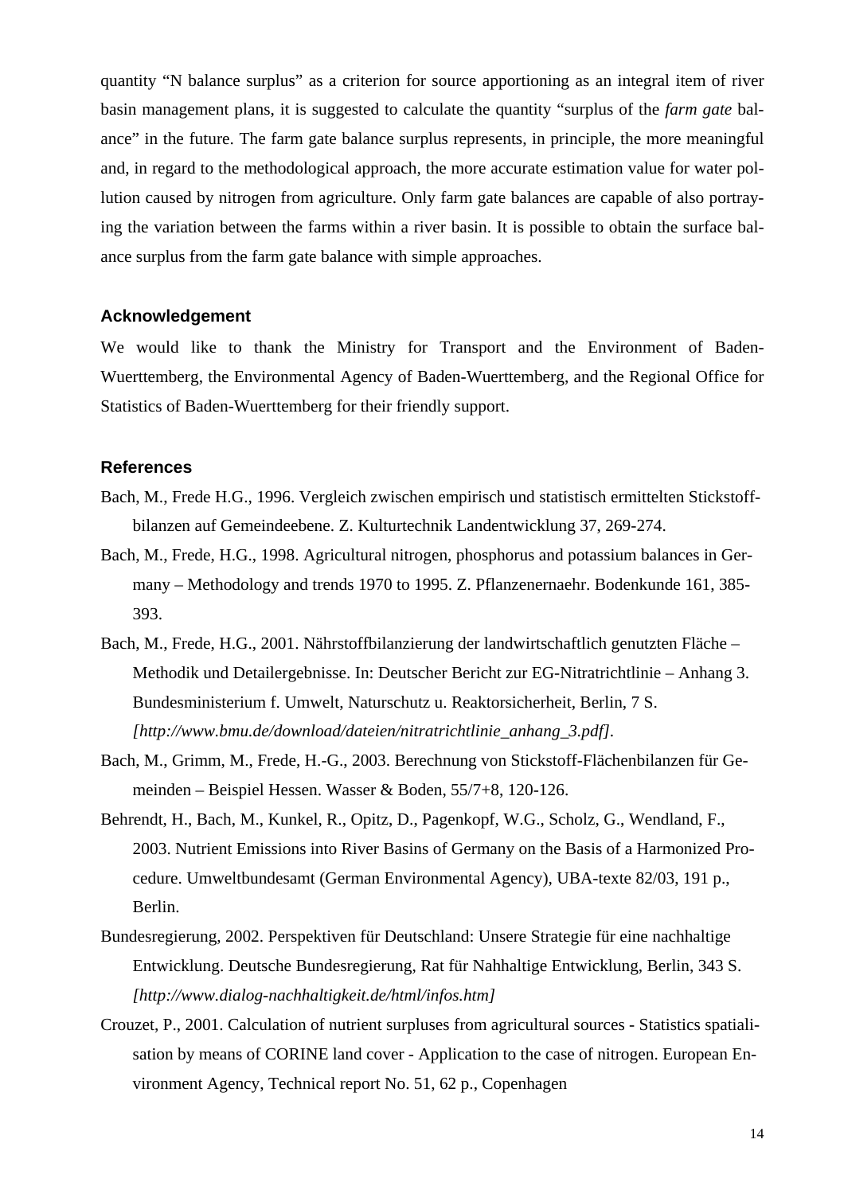quantity "N balance surplus" as a criterion for source apportioning as an integral item of river basin management plans, it is suggested to calculate the quantity "surplus of the *farm gate* balance" in the future. The farm gate balance surplus represents, in principle, the more meaningful and, in regard to the methodological approach, the more accurate estimation value for water pollution caused by nitrogen from agriculture. Only farm gate balances are capable of also portraying the variation between the farms within a river basin. It is possible to obtain the surface balance surplus from the farm gate balance with simple approaches.

## Acknowledgement

We would like to thank the Ministry for Transport and the Environment of Baden-Wuerttemberg, the Environmental Agency of Baden-Wuerttemberg, and the Regional Office for Statistics of Baden-Wuerttemberg for their friendly support.

## References

Bach, M., Frede H.G., 1996. Vergleich zwischen empirisch und statistisch ermittelten Stickstoffbilanzen auf Gemeindeebene. Z. Kulturtechnik Landentwicklung 37, 269-274.

Bach, M., Frede, H.G., 1998. Agricultural nitrogen, phosphorus and potassium balances in Germany – Methodology and trends 1970 to 1995. Z. Pflanzenernaehr. Bodenkunde 161, 385-393.

Bach, M., Frede, H.G., 2001. Nährstoffbilanzierung der landwirtschaftlich genutzten Fläche – Methodik und Detailergebnisse. In: Deutscher Bericht zur EG-Nitratrichtlinie – Anhang 3. Bundesministerium f. Umwelt, Naturschutz u. Reaktorsicherheit, Berlin, 7 S. *[http://www.bmu.de/download/dateien/nitratrichtlinie_anhang_3.pdf]*.

Bach, M., Grimm, M., Frede, H.-G., 2003. Berechnung von Stickstoff-Flächenbilanzen für Gemeinden – Beispiel Hessen. Wasser & Boden, 55/7+8, 120-126.

Behrendt, H., Bach, M., Kunkel, R., Opitz, D., Pagenkopf, W.G., Scholz, G., Wendland, F., 2003. Nutrient Emissions into River Basins of Germany on the Basis of a Harmonized Procedure. Umweltbundesamt (German Environmental Agency), UBA-texte 82/03, 191 p., Berlin.

Bundesregierung, 2002. Perspektiven für Deutschland: Unsere Strategie für eine nachhaltige Entwicklung. Deutsche Bundesregierung, Rat für Nahhaltige Entwicklung, Berlin, 343 S. *[http://www.dialog-nachhaltigkeit.de/html/infos.htm]*

Crouzet, P., 2001. Calculation of nutrient surpluses from agricultural sources - Statistics spatialisation by means of CORINE land cover - Application to the case of nitrogen. European Environment Agency, Technical report No. 51, 62 p., Copenhagen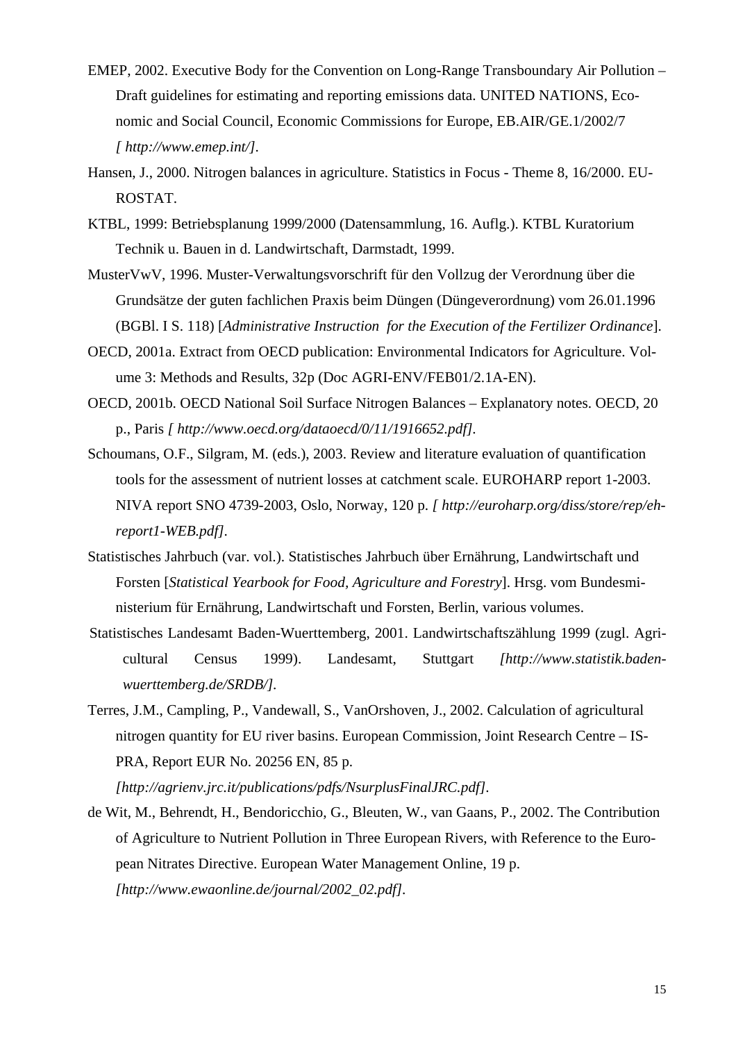EMEP, 2002. Executive Body for the Convention on Long-Range Transboundary Air Pollution – Draft guidelines for estimating and reporting emissions data. UNITED NATIONS, Economic and Social Council, Economic Commissions for Europe, EB.AIR/GE.1/2002/7 *[ http://www.emep.int/]*.

Hansen, J., 2000. Nitrogen balances in agriculture. Statistics in Focus - Theme 8, 16/2000. EUROSTAT.

KTBL, 1999: Betriebsplanung 1999/2000 (Datensammlung, 16. Aufl.). KTBL Kuratorium Technik u. Bauen in d. Landwirtschaft, Darmstadt, 1999.

MusterVwV, 1996. Muster-Verwaltungsvorschrift für den Vollzug der Verordnung über die Grundsätze der guten fachlichen Praxis beim Düngen (Düngeverordnung) vom 26.01.1996 (BGBl. I S. 118) [*Administrative Instruction for the Execution of the Fertilizer Ordinance*].

OECD, 2001a. Extract from OECD publication: Environmental Indicators for Agriculture. Volume 3: Methods and Results, 32p (Doc AGRI-ENV/FEB01/2.1A-EN).

OECD, 2001b. OECD National Soil Surface Nitrogen Balances – Explanatory notes. OECD, 20 p., Paris *[ http://www.oecd.org/dataoecd/0/11/1916652.pdf]*.

Schoumans, O.F., Silgram, M. (eds.), 2003. Review and literature evaluation of quantification tools for the assessment of nutrient losses at catchment scale. EUROHARP report 1-2003. NIVA report SNO 4739-2003, Oslo, Norway, 120 p. *[ http://euroharp.org/diss/store/rep/eh-report1-WEB.pdf]*.

Statistisches Jahrbuch (var. vol.). Statistisches Jahrbuch über Ernährung, Landwirtschaft und Forsten [*Statistical Yearbook for Food, Agriculture and Forestry*]. Hrsg. vom Bundesministerium für Ernährung, Landwirtschaft und Forsten, Berlin, various volumes.

Statistisches Landesamt Baden-Wuerttemberg, 2001. Landwirtschaftszählung 1999 (zugl. Agricultural Census 1999). Landesamt, Stuttgart *[http://www.statistik.baden-wuerttemberg.de/SRDB/]*.

Terres, J.M., Campling, P., Vandewall, S., VanOrshoven, J., 2002. Calculation of agricultural nitrogen quantity for EU river basins. European Commission, Joint Research Centre – ISPRA, Report EUR No. 20256 EN, 85 p. *[http://agrienv.jrc.it/publications/pdfs/NsurplusFinalJRC.pdf]*.

de Wit, M., Behrendt, H., Bendoricchio, G., Bleuten, W., van Gaans, P., 2002. The Contribution of Agriculture to Nutrient Pollution in Three European Rivers, with Reference to the European Nitrates Directive. European Water Management Online, 19 p. *[http://www.ewaonline.de/journal/2002_02.pdf]*.